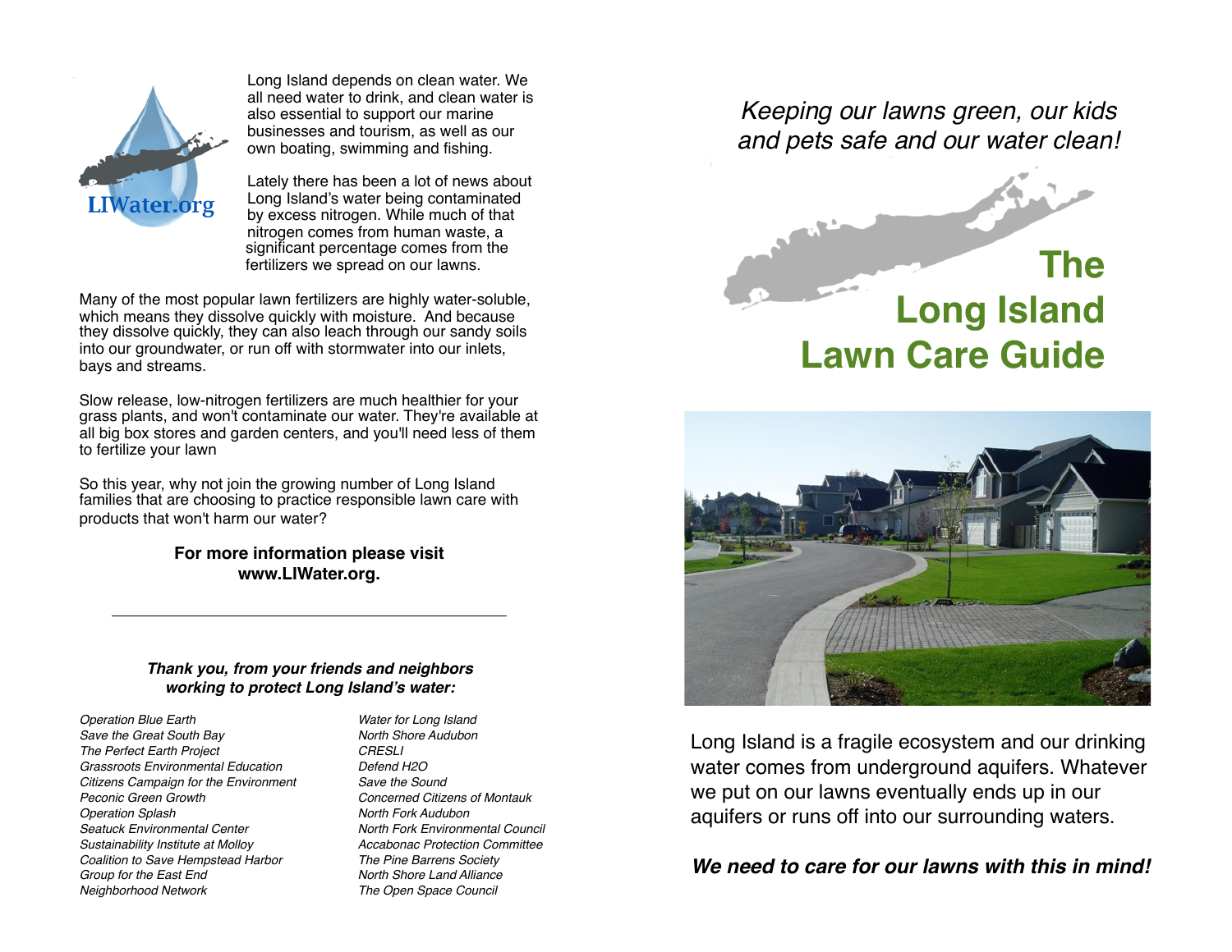LIWater.org

Long Island depends on clean water. We all need water to drink, and clean water is also essential to support our marine businesses and tourism, as well as our own boating, swimming and fishing.

Lately there has been a lot of news about Long Island's water being contaminated by excess nitrogen. While much of that nitrogen comes from human waste, a significant percentage comes from the fertilizers we spread on our lawns.

Many of the most popular lawn fertilizers are highly water-soluble, which means they dissolve quickly with moisture. And because they dissolve quickly, they can also leach through our sandy soils into our groundwater, or run off with stormwater into our inlets, bays and streams.

Slow release, low-nitrogen fertilizers are much healthier for your grass plants, and won't contaminate our water. They're available at all big box stores and garden centers, and you'll need less of them to fertilize your lawn

So this year, why not join the growing number of Long Island families that are choosing to practice responsible lawn care with products that won't harm our water?

**For more information please visit www.LIWater.org.**

---

***Thank you, from your friends and neighbors working to protect Long Island's water:***

*Operation Blue Earth*
*Save the Great South Bay*
*The Perfect Earth Project*
*Grassroots Environmental Education*
*Citizens Campaign for the Environment*
*Peconic Green Growth*
*Operation Splash*
*Seatuck Environmental Center*
*Sustainability Institute at Molloy*
*Coalition to Save Hempstead Harbor*
*Group for the East End*
*Neighborhood Network*
*Water for Long Island*
*North Shore Audubon*
*CRESLI*
*Defend H2O*
*Save the Sound*
*Concerned Citizens of Montauk*
*North Fork Audubon*
*North Fork Environmental Council*
*Accabonac Protection Committee*
*The Pine Barrens Society*
*North Shore Land Alliance*
*The Open Space Council*

*Keeping our lawns green, our kids and pets safe and our water clean!*

# The Long Island Lawn Care Guide

Long Island is a fragile ecosystem and our drinking water comes from underground aquifers. Whatever we put on our lawns eventually ends up in our aquifers or runs off into our surrounding waters.

***We need to care for our lawns with this in mind!***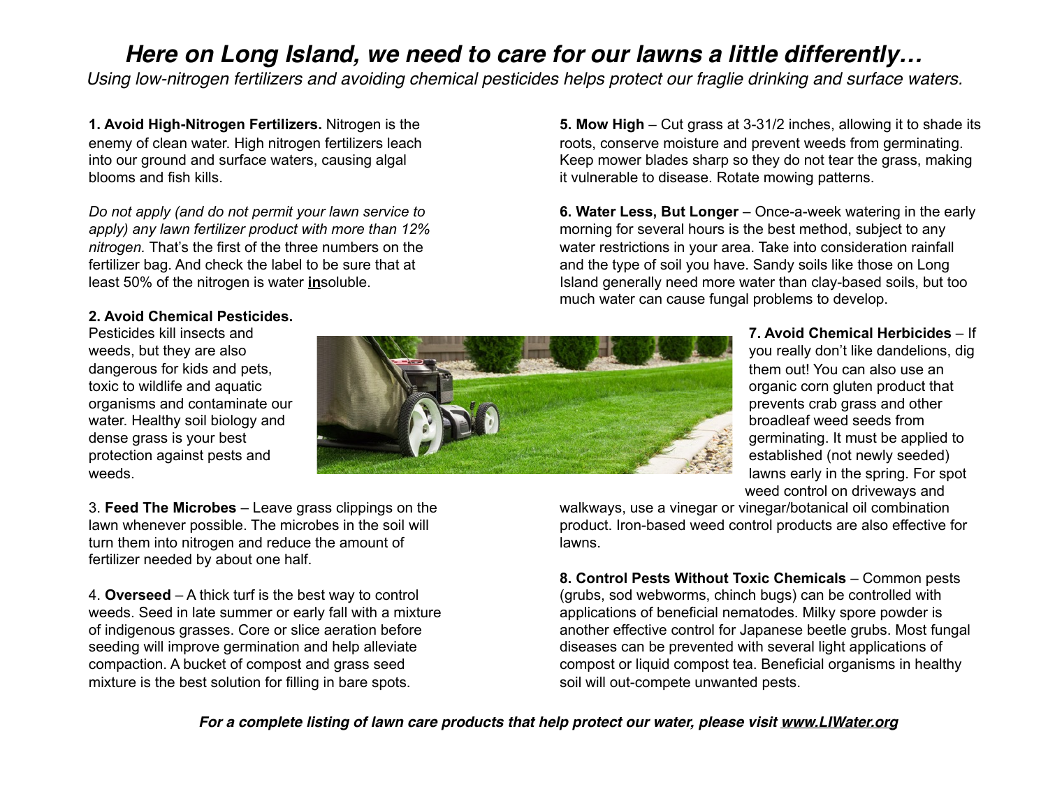# *Here on Long Island, we need to care for our lawns a little differently…*

*Using low-nitrogen fertilizers and avoiding chemical pesticides helps protect our fraglie drinking and surface waters.*

**1. Avoid High-Nitrogen Fertilizers.** Nitrogen is the enemy of clean water. High nitrogen fertilizers leach into our ground and surface waters, causing algal blooms and fish kills.

*Do not apply (and do not permit your lawn service to apply) any lawn fertilizer product with more than 12% nitrogen.* That's the first of the three numbers on the fertilizer bag. And check the label to be sure that at least 50% of the nitrogen is water **<u>in</u>**soluble.

**2. Avoid Chemical Pesticides.** Pesticides kill insects and weeds, but they are also dangerous for kids and pets, toxic to wildlife and aquatic organisms and contaminate our water. Healthy soil biology and dense grass is your best protection against pests and weeds.

3. **Feed The Microbes** – Leave grass clippings on the lawn whenever possible. The microbes in the soil will turn them into nitrogen and reduce the amount of fertilizer needed by about one half.

4. **Overseed** – A thick turf is the best way to control weeds. Seed in late summer or early fall with a mixture of indigenous grasses. Core or slice aeration before seeding will improve germination and help alleviate compaction. A bucket of compost and grass seed mixture is the best solution for filling in bare spots.

**5. Mow High** – Cut grass at 3-31/2 inches, allowing it to shade its roots, conserve moisture and prevent weeds from germinating. Keep mower blades sharp so they do not tear the grass, making it vulnerable to disease. Rotate mowing patterns.

**6. Water Less, But Longer** – Once-a-week watering in the early morning for several hours is the best method, subject to any water restrictions in your area. Take into consideration rainfall and the type of soil you have. Sandy soils like those on Long Island generally need more water than clay-based soils, but too much water can cause fungal problems to develop.

**7. Avoid Chemical Herbicides** – If you really don't like dandelions, dig them out! You can also use an organic corn gluten product that prevents crab grass and other broadleaf weed seeds from germinating. It must be applied to established (not newly seeded) lawns early in the spring. For spot weed control on driveways and walkways, use a vinegar or vinegar/botanical oil combination product. Iron-based weed control products are also effective for lawns.

**8. Control Pests Without Toxic Chemicals** – Common pests (grubs, sod webworms, chinch bugs) can be controlled with applications of beneficial nematodes. Milky spore powder is another effective control for Japanese beetle grubs. Most fungal diseases can be prevented with several light applications of compost or liquid compost tea. Beneficial organisms in healthy soil will out-compete unwanted pests.

***For a complete listing of lawn care products that help protect our water, please visit <u>www.LIWater.org</u>***